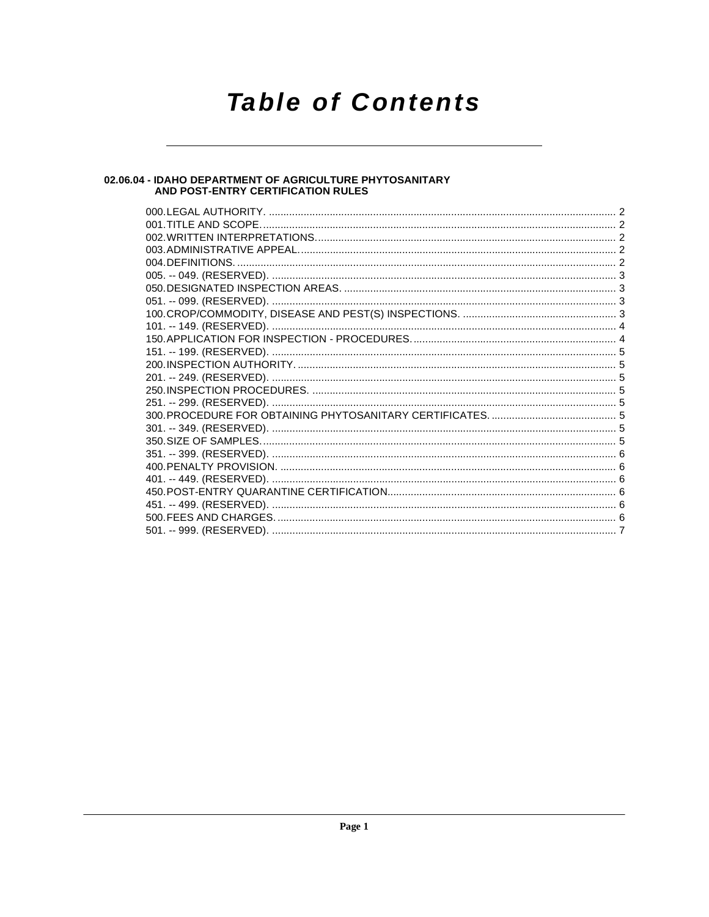# Table of Contents

## 02.06.04 - IDAHO DEPARTMENT OF AGRICULTURE PHYTOSANITARY AND POST-ENTRY CERTIFICATION RULES

000. LEGAL AUTHORITY. ........................................................ 2
001. TITLE AND SCOPE. ........................................................ 2
002. WRITTEN INTERPRETATIONS. ........................................................ 2
003. ADMINISTRATIVE APPEAL. ........................................................ 2
004. DEFINITIONS. ........................................................ 2
005. -- 049. (RESERVED). ........................................................ 3
050. DESIGNATED INSPECTION AREAS. ........................................................ 3
051. -- 099. (RESERVED). ........................................................ 3
100. CROP/COMMODITY, DISEASE AND PEST(S) INSPECTIONS. ........................................................ 3
101. -- 149. (RESERVED). ........................................................ 4
150. APPLICATION FOR INSPECTION - PROCEDURES. ........................................................ 4
151. -- 199. (RESERVED). ........................................................ 5
200. INSPECTION AUTHORITY. ........................................................ 5
201. -- 249. (RESERVED). ........................................................ 5
250. INSPECTION PROCEDURES. ........................................................ 5
251. -- 299. (RESERVED). ........................................................ 5
300. PROCEDURE FOR OBTAINING PHYTOSANITARY CERTIFICATES. ........................................................ 5
301. -- 349. (RESERVED). ........................................................ 5
350. SIZE OF SAMPLES. ........................................................ 5
351. -- 399. (RESERVED). ........................................................ 6
400. PENALTY PROVISION. ........................................................ 6
401. -- 449. (RESERVED). ........................................................ 6
450. POST-ENTRY QUARANTINE CERTIFICATION. ........................................................ 6
451. -- 499. (RESERVED). ........................................................ 6
500. FEES AND CHARGES. ........................................................ 6
501. -- 999. (RESERVED). ........................................................ 7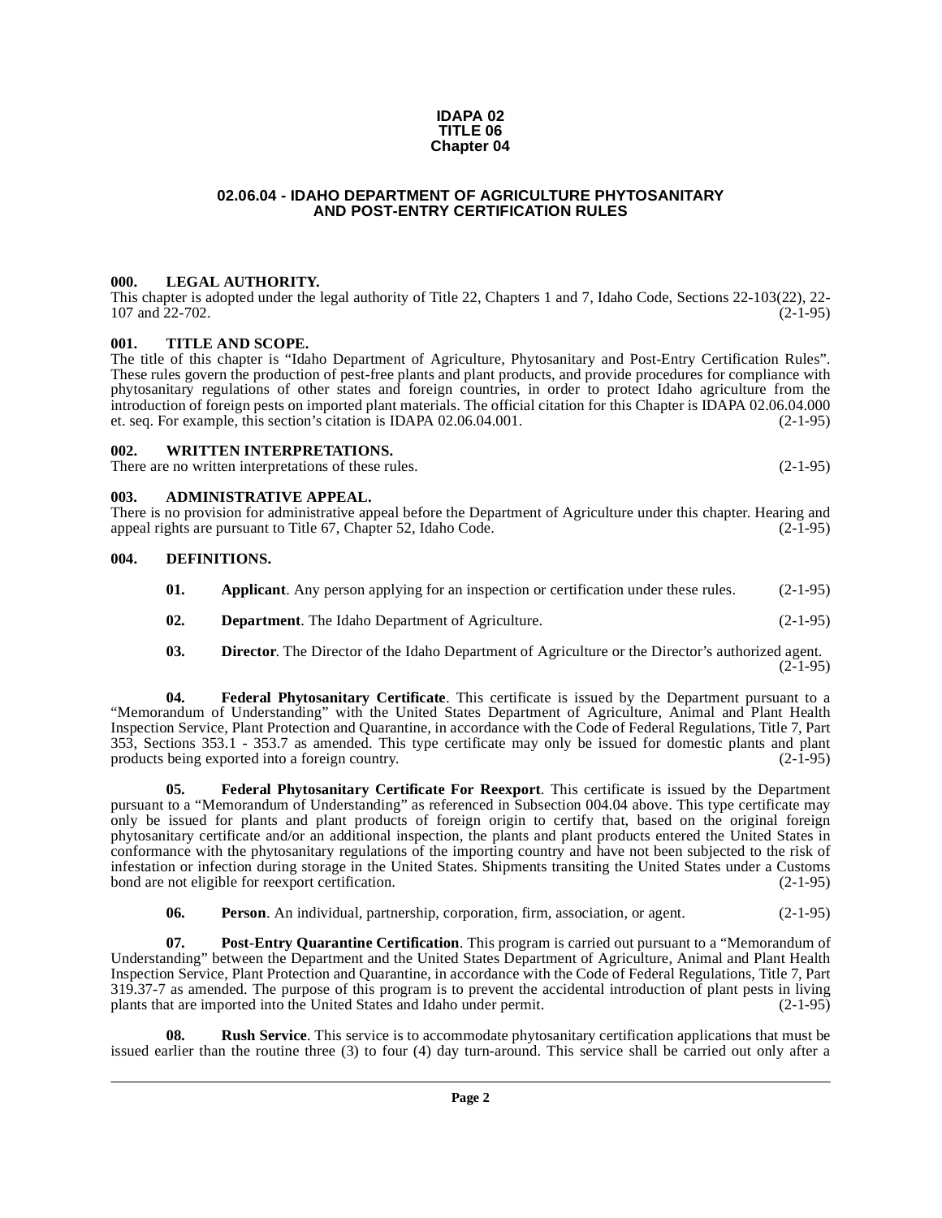**IDAPA 02**
**TITLE 06**
**Chapter 04**

## 02.06.04 - IDAHO DEPARTMENT OF AGRICULTURE PHYTOSANITARY AND POST-ENTRY CERTIFICATION RULES

### 000. LEGAL AUTHORITY.

This chapter is adopted under the legal authority of Title 22, Chapters 1 and 7, Idaho Code, Sections 22-103(22), 22-107 and 22-702. (2-1-95)

### 001. TITLE AND SCOPE.

The title of this chapter is "Idaho Department of Agriculture, Phytosanitary and Post-Entry Certification Rules". These rules govern the production of pest-free plants and plant products, and provide procedures for compliance with phytosanitary regulations of other states and foreign countries, in order to protect Idaho agriculture from the introduction of foreign pests on imported plant materials. The official citation for this Chapter is IDAPA 02.06.04.000 et. seq. For example, this section's citation is IDAPA 02.06.04.001. (2-1-95)

### 002. WRITTEN INTERPRETATIONS.

There are no written interpretations of these rules. (2-1-95)

### 003. ADMINISTRATIVE APPEAL.

There is no provision for administrative appeal before the Department of Agriculture under this chapter. Hearing and appeal rights are pursuant to Title 67, Chapter 52, Idaho Code. (2-1-95)

### 004. DEFINITIONS.

**01. Applicant**. Any person applying for an inspection or certification under these rules. (2-1-95)

**02. Department**. The Idaho Department of Agriculture. (2-1-95)

**03. Director**. The Director of the Idaho Department of Agriculture or the Director's authorized agent. (2-1-95)

**04. Federal Phytosanitary Certificate**. This certificate is issued by the Department pursuant to a "Memorandum of Understanding" with the United States Department of Agriculture, Animal and Plant Health Inspection Service, Plant Protection and Quarantine, in accordance with the Code of Federal Regulations, Title 7, Part 353, Sections 353.1 - 353.7 as amended. This type certificate may only be issued for domestic plants and plant products being exported into a foreign country. (2-1-95)

**05. Federal Phytosanitary Certificate For Reexport**. This certificate is issued by the Department pursuant to a "Memorandum of Understanding" as referenced in Subsection 004.04 above. This type certificate may only be issued for plants and plant products of foreign origin to certify that, based on the original foreign phytosanitary certificate and/or an additional inspection, the plants and plant products entered the United States in conformance with the phytosanitary regulations of the importing country and have not been subjected to the risk of infestation or infection during storage in the United States. Shipments transiting the United States under a Customs bond are not eligible for reexport certification. (2-1-95)

**06. Person**. An individual, partnership, corporation, firm, association, or agent. (2-1-95)

**07. Post-Entry Quarantine Certification**. This program is carried out pursuant to a "Memorandum of Understanding" between the Department and the United States Department of Agriculture, Animal and Plant Health Inspection Service, Plant Protection and Quarantine, in accordance with the Code of Federal Regulations, Title 7, Part 319.37-7 as amended. The purpose of this program is to prevent the accidental introduction of plant pests in living plants that are imported into the United States and Idaho under permit. (2-1-95)

**08. Rush Service**. This service is to accommodate phytosanitary certification applications that must be issued earlier than the routine three (3) to four (4) day turn-around. This service shall be carried out only after a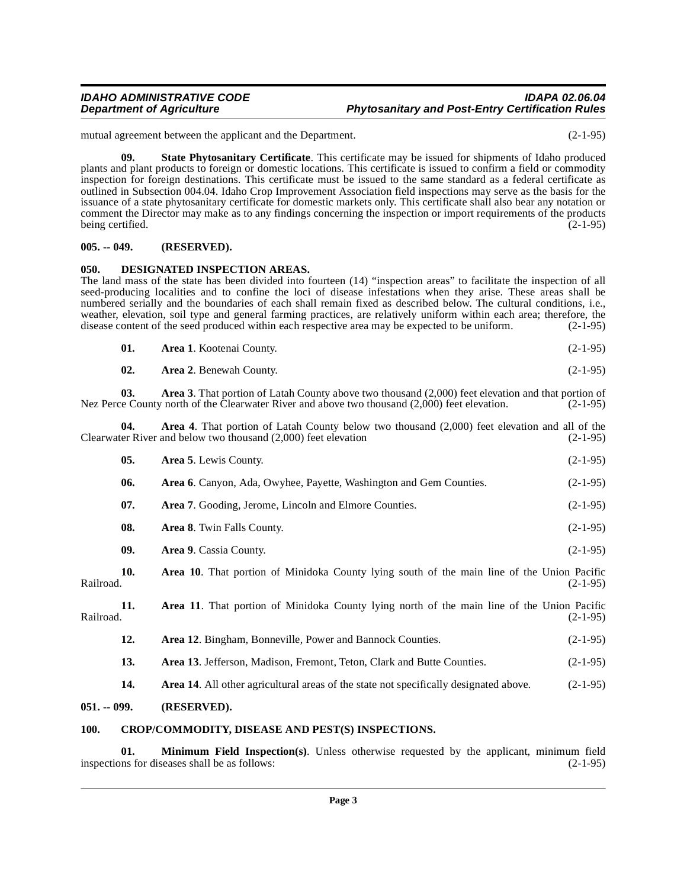mutual agreement between the applicant and the Department. (2-1-95)

**09. State Phytosanitary Certificate**. This certificate may be issued for shipments of Idaho produced plants and plant products to foreign or domestic locations. This certificate is issued to confirm a field or commodity inspection for foreign destinations. This certificate must be issued to the same standard as a federal certificate as outlined in Subsection 004.04. Idaho Crop Improvement Association field inspections may serve as the basis for the issuance of a state phytosanitary certificate for domestic markets only. This certificate shall also bear any notation or comment the Director may make as to any findings concerning the inspection or import requirements of the products being certified. (2-1-95)

## 005. -- 049. (RESERVED).

## 050. DESIGNATED INSPECTION AREAS.

The land mass of the state has been divided into fourteen (14) "inspection areas" to facilitate the inspection of all seed-producing localities and to confine the loci of disease infestations when they arise. These areas shall be numbered serially and the boundaries of each shall remain fixed as described below. The cultural conditions, i.e., weather, elevation, soil type and general farming practices, are relatively uniform within each area; therefore, the disease content of the seed produced within each respective area may be expected to be uniform. (2-1-95)

**01. Area 1**. Kootenai County. (2-1-95)

**02. Area 2**. Benewah County. (2-1-95)

**03. Area 3**. That portion of Latah County above two thousand (2,000) feet elevation and that portion of Nez Perce County north of the Clearwater River and above two thousand (2,000) feet elevation. (2-1-95)

**04. Area 4**. That portion of Latah County below two thousand (2,000) feet elevation and all of the Clearwater River and below two thousand (2,000) feet elevation (2-1-95)

**05. Area 5**. Lewis County. (2-1-95)

**06. Area 6**. Canyon, Ada, Owyhee, Payette, Washington and Gem Counties. (2-1-95)

**07. Area 7**. Gooding, Jerome, Lincoln and Elmore Counties. (2-1-95)

**08. Area 8**. Twin Falls County. (2-1-95)

**09. Area 9**. Cassia County. (2-1-95)

**10. Area 10**. That portion of Minidoka County lying south of the main line of the Union Pacific Railroad. (2-1-95)

**11. Area 11**. That portion of Minidoka County lying north of the main line of the Union Pacific Railroad. (2-1-95)

**12. Area 12**. Bingham, Bonneville, Power and Bannock Counties. (2-1-95)

**13. Area 13**. Jefferson, Madison, Fremont, Teton, Clark and Butte Counties. (2-1-95)

**14. Area 14**. All other agricultural areas of the state not specifically designated above. (2-1-95)

## 051. -- 099. (RESERVED).

## 100. CROP/COMMODITY, DISEASE AND PEST(S) INSPECTIONS.

**01. Minimum Field Inspection(s)**. Unless otherwise requested by the applicant, minimum field inspections for diseases shall be as follows: (2-1-95)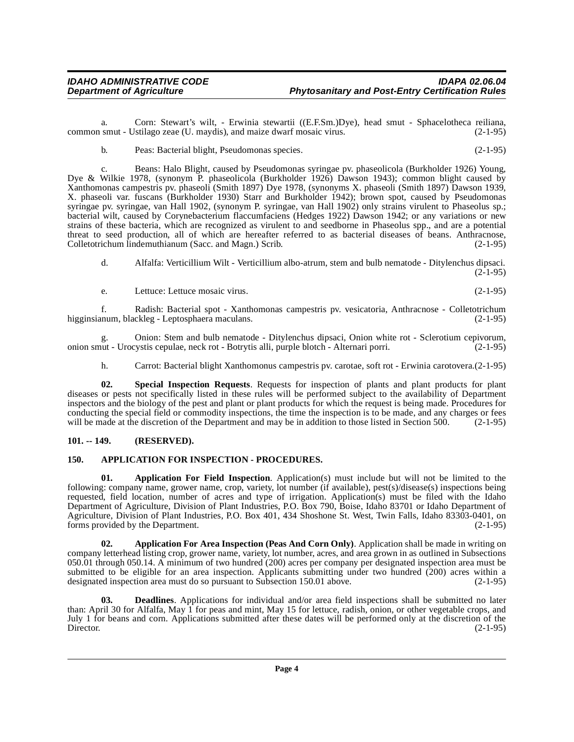a. Corn: Stewart's wilt, - Erwinia stewartii ((E.F.Sm.)Dye), head smut - Sphacelotheca reiliana, common smut - Ustilago zeae (U. maydis), and maize dwarf mosaic virus. (2-1-95)

b. Peas: Bacterial blight, Pseudomonas species. (2-1-95)

c. Beans: Halo Blight, caused by Pseudomonas syringae pv. phaseolicola (Burkholder 1926) Young, Dye & Wilkie 1978, (synonym P. phaseolicola (Burkholder 1926) Dawson 1943); common blight caused by Xanthomonas campestris pv. phaseoli (Smith 1897) Dye 1978, (synonyms X. phaseoli (Smith 1897) Dawson 1939, X. phaseoli var. fuscans (Burkholder 1930) Starr and Burkholder 1942); brown spot, caused by Pseudomonas syringae pv. syringae, van Hall 1902, (synonym P. syringae, van Hall 1902) only strains virulent to Phaseolus sp.; bacterial wilt, caused by Corynebacterium flaccumfaciens (Hedges 1922) Dawson 1942; or any variations or new strains of these bacteria, which are recognized as virulent to and seedborne in Phaseolus spp., and are a potential threat to seed production, all of which are hereafter referred to as bacterial diseases of beans. Anthracnose, Colletotrichum lindemuthianum (Sacc. and Magn.) Scrib. (2-1-95)

d. Alfalfa: Verticillium Wilt - Verticillium albo-atrum, stem and bulb nematode - Ditylenchus dipsaci. (2-1-95)

e. Lettuce: Lettuce mosaic virus. (2-1-95)

f. Radish: Bacterial spot - Xanthomonas campestris pv. vesicatoria, Anthracnose - Colletotrichum higginsianum, blackleg - Leptosphaera maculans. (2-1-95)

g. Onion: Stem and bulb nematode - Ditylenchus dipsaci, Onion white rot - Sclerotium cepivorum, onion smut - Urocystis cepulae, neck rot - Botrytis alli, purple blotch - Alternari porri. (2-1-95)

h. Carrot: Bacterial blight Xanthomonus campestris pv. carotae, soft rot - Erwinia carotovera.(2-1-95)

**02. Special Inspection Requests**. Requests for inspection of plants and plant products for plant diseases or pests not specifically listed in these rules will be performed subject to the availability of Department inspectors and the biology of the pest and plant or plant products for which the request is being made. Procedures for conducting the special field or commodity inspections, the time the inspection is to be made, and any charges or fees will be made at the discretion of the Department and may be in addition to those listed in Section 500. (2-1-95)

## 101. -- 149. (RESERVED).

## 150. APPLICATION FOR INSPECTION - PROCEDURES.

**01. Application For Field Inspection**. Application(s) must include but will not be limited to the following: company name, grower name, crop, variety, lot number (if available), pest(s)/disease(s) inspections being requested, field location, number of acres and type of irrigation. Application(s) must be filed with the Idaho Department of Agriculture, Division of Plant Industries, P.O. Box 790, Boise, Idaho 83701 or Idaho Department of Agriculture, Division of Plant Industries, P.O. Box 401, 434 Shoshone St. West, Twin Falls, Idaho 83303-0401, on forms provided by the Department. (2-1-95)

**02. Application For Area Inspection (Peas And Corn Only)**. Application shall be made in writing on company letterhead listing crop, grower name, variety, lot number, acres, and area grown in as outlined in Subsections 050.01 through 050.14. A minimum of two hundred (200) acres per company per designated inspection area must be submitted to be eligible for an area inspection. Applicants submitting under two hundred (200) acres within a designated inspection area must do so pursuant to Subsection 150.01 above. (2-1-95)

**03. Deadlines**. Applications for individual and/or area field inspections shall be submitted no later than: April 30 for Alfalfa, May 1 for peas and mint, May 15 for lettuce, radish, onion, or other vegetable crops, and July 1 for beans and corn. Applications submitted after these dates will be performed only at the discretion of the Director. (2-1-95)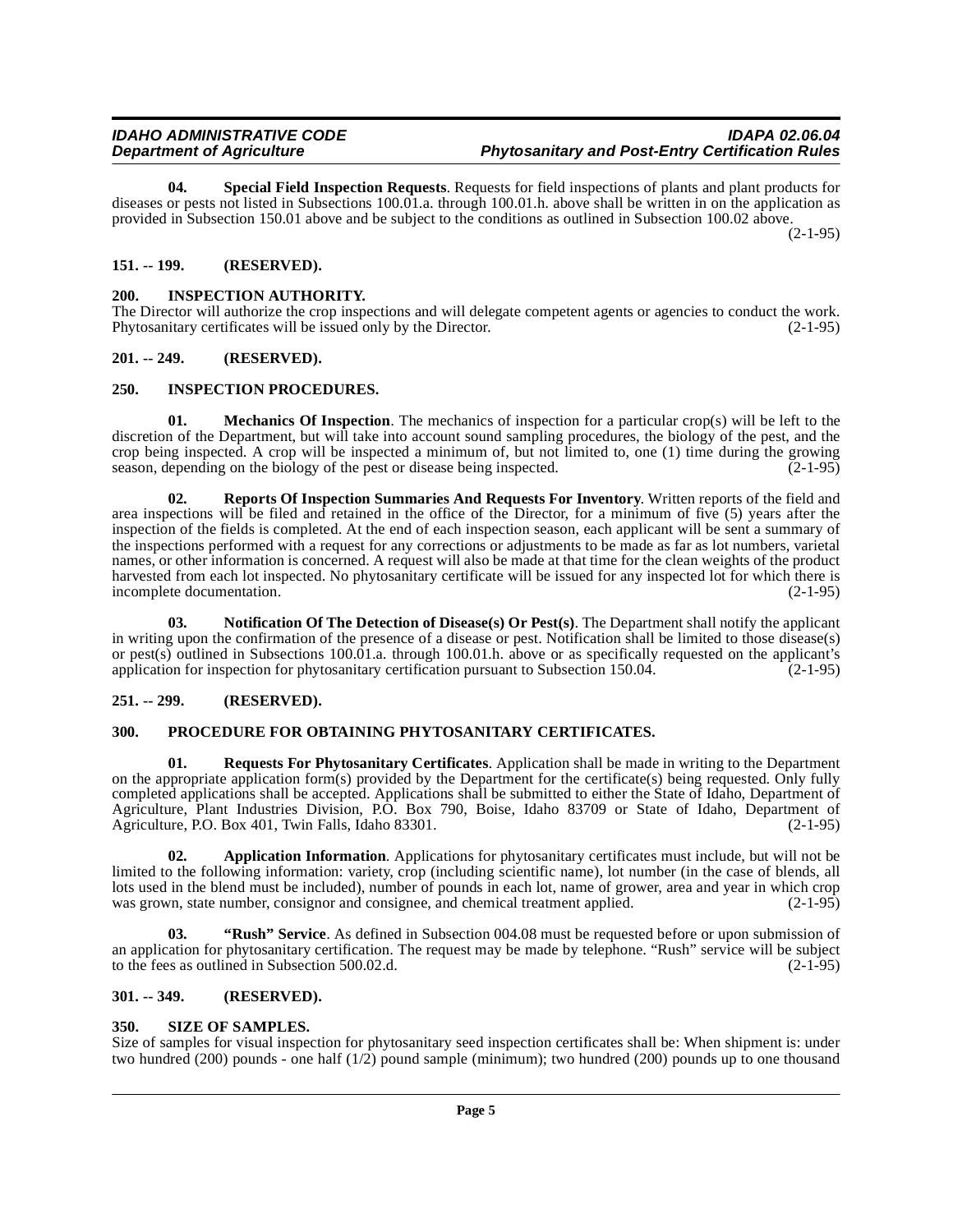**04. Special Field Inspection Requests**. Requests for field inspections of plants and plant products for diseases or pests not listed in Subsections 100.01.a. through 100.01.h. above shall be written in on the application as provided in Subsection 150.01 above and be subject to the conditions as outlined in Subsection 100.02 above. (2-1-95)

## 151. -- 199. (RESERVED).

## 200. INSPECTION AUTHORITY.

The Director will authorize the crop inspections and will delegate competent agents or agencies to conduct the work. Phytosanitary certificates will be issued only by the Director. (2-1-95)

## 201. -- 249. (RESERVED).

## 250. INSPECTION PROCEDURES.

**01. Mechanics Of Inspection**. The mechanics of inspection for a particular crop(s) will be left to the discretion of the Department, but will take into account sound sampling procedures, the biology of the pest, and the crop being inspected. A crop will be inspected a minimum of, but not limited to, one (1) time during the growing season, depending on the biology of the pest or disease being inspected. (2-1-95)

**02. Reports Of Inspection Summaries And Requests For Inventory**. Written reports of the field and area inspections will be filed and retained in the office of the Director, for a minimum of five (5) years after the inspection of the fields is completed. At the end of each inspection season, each applicant will be sent a summary of the inspections performed with a request for any corrections or adjustments to be made as far as lot numbers, varietal names, or other information is concerned. A request will also be made at that time for the clean weights of the product harvested from each lot inspected. No phytosanitary certificate will be issued for any inspected lot for which there is incomplete documentation. (2-1-95)

**03. Notification Of The Detection of Disease(s) Or Pest(s)**. The Department shall notify the applicant in writing upon the confirmation of the presence of a disease or pest. Notification shall be limited to those disease(s) or pest(s) outlined in Subsections 100.01.a. through 100.01.h. above or as specifically requested on the applicant's application for inspection for phytosanitary certification pursuant to Subsection 150.04. (2-1-95)

## 251. -- 299. (RESERVED).

## 300. PROCEDURE FOR OBTAINING PHYTOSANITARY CERTIFICATES.

**01. Requests For Phytosanitary Certificates**. Application shall be made in writing to the Department on the appropriate application form(s) provided by the Department for the certificate(s) being requested. Only fully completed applications shall be accepted. Applications shall be submitted to either the State of Idaho, Department of Agriculture, Plant Industries Division, P.O. Box 790, Boise, Idaho 83709 or State of Idaho, Department of Agriculture, P.O. Box 401, Twin Falls, Idaho 83301. (2-1-95)

**02. Application Information**. Applications for phytosanitary certificates must include, but will not be limited to the following information: variety, crop (including scientific name), lot number (in the case of blends, all lots used in the blend must be included), number of pounds in each lot, name of grower, area and year in which crop was grown, state number, consignor and consignee, and chemical treatment applied. (2-1-95)

**03. "Rush" Service**. As defined in Subsection 004.08 must be requested before or upon submission of an application for phytosanitary certification. The request may be made by telephone. "Rush" service will be subject to the fees as outlined in Subsection 500.02.d. (2-1-95)

## 301. -- 349. (RESERVED).

## 350. SIZE OF SAMPLES.

Size of samples for visual inspection for phytosanitary seed inspection certificates shall be: When shipment is: under two hundred (200) pounds - one half (1/2) pound sample (minimum); two hundred (200) pounds up to one thousand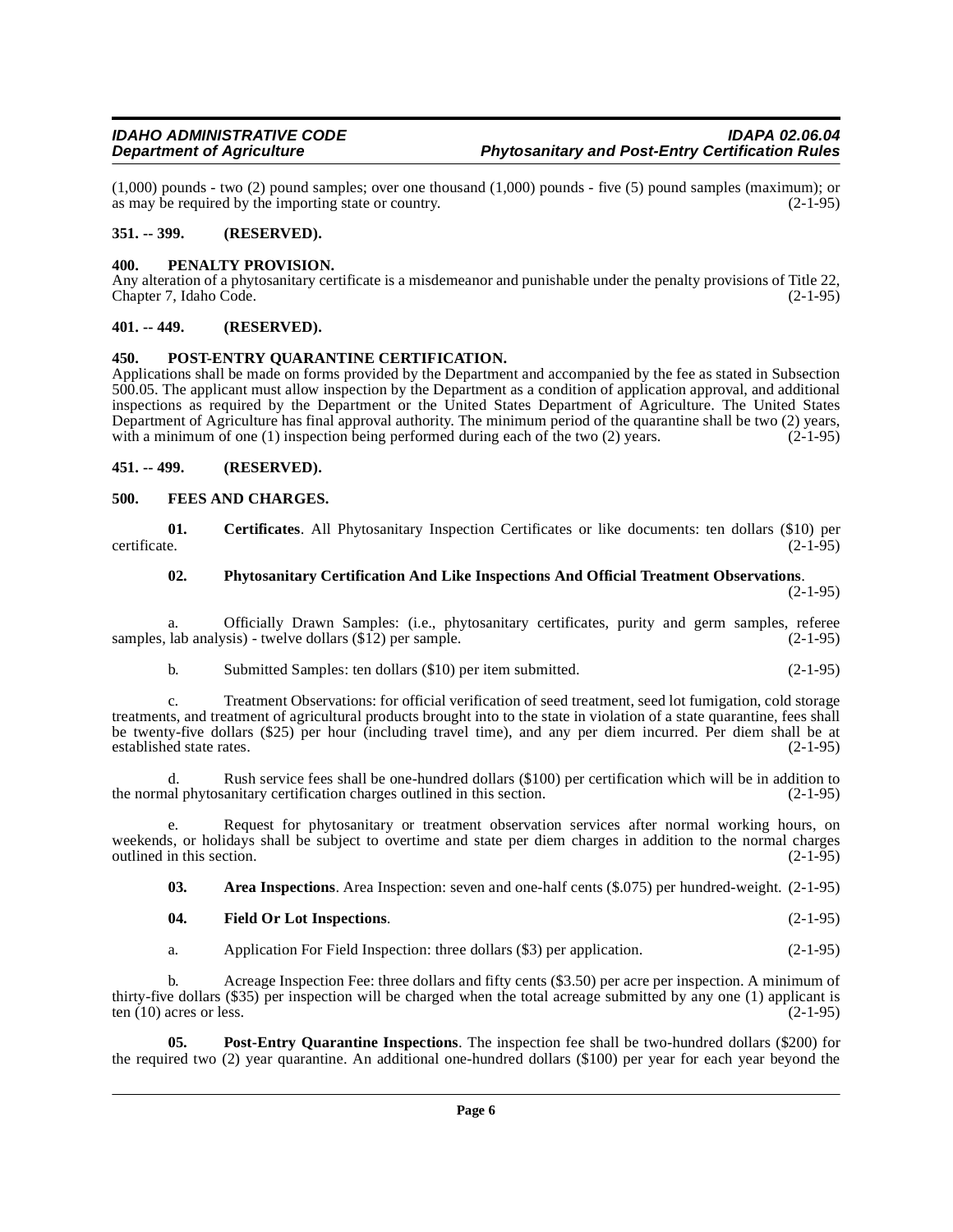(1,000) pounds - two (2) pound samples; over one thousand (1,000) pounds - five (5) pound samples (maximum); or as may be required by the importing state or country. (2-1-95)

**351. -- 399. (RESERVED).**

**400. PENALTY PROVISION.**

Any alteration of a phytosanitary certificate is a misdemeanor and punishable under the penalty provisions of Title 22, Chapter 7, Idaho Code. (2-1-95)

**401. -- 449. (RESERVED).**

**450. POST-ENTRY QUARANTINE CERTIFICATION.**

Applications shall be made on forms provided by the Department and accompanied by the fee as stated in Subsection 500.05. The applicant must allow inspection by the Department as a condition of application approval, and additional inspections as required by the Department or the United States Department of Agriculture. The United States Department of Agriculture has final approval authority. The minimum period of the quarantine shall be two (2) years, with a minimum of one (1) inspection being performed during each of the two (2) years. (2-1-95)

**451. -- 499. (RESERVED).**

**500. FEES AND CHARGES.**

**01. Certificates**. All Phytosanitary Inspection Certificates or like documents: ten dollars ($10) per certificate. (2-1-95)

**02. Phytosanitary Certification And Like Inspections And Official Treatment Observations**. (2-1-95)

a. Officially Drawn Samples: (i.e., phytosanitary certificates, purity and germ samples, referee samples, lab analysis) - twelve dollars ($12) per sample. (2-1-95)

b. Submitted Samples: ten dollars ($10) per item submitted. (2-1-95)

c. Treatment Observations: for official verification of seed treatment, seed lot fumigation, cold storage treatments, and treatment of agricultural products brought into to the state in violation of a state quarantine, fees shall be twenty-five dollars ($25) per hour (including travel time), and any per diem incurred. Per diem shall be at established state rates. (2-1-95)

d. Rush service fees shall be one-hundred dollars ($100) per certification which will be in addition to the normal phytosanitary certification charges outlined in this section. (2-1-95)

e. Request for phytosanitary or treatment observation services after normal working hours, on weekends, or holidays shall be subject to overtime and state per diem charges in addition to the normal charges outlined in this section. (2-1-95)

**03. Area Inspections**. Area Inspection: seven and one-half cents ($.075) per hundred-weight. (2-1-95)

**04. Field Or Lot Inspections**. (2-1-95)

a. Application For Field Inspection: three dollars ($3) per application. (2-1-95)

b. Acreage Inspection Fee: three dollars and fifty cents ($3.50) per acre per inspection. A minimum of thirty-five dollars ($35) per inspection will be charged when the total acreage submitted by any one (1) applicant is ten (10) acres or less. (2-1-95)

**05. Post-Entry Quarantine Inspections**. The inspection fee shall be two-hundred dollars ($200) for the required two (2) year quarantine. An additional one-hundred dollars ($100) per year for each year beyond the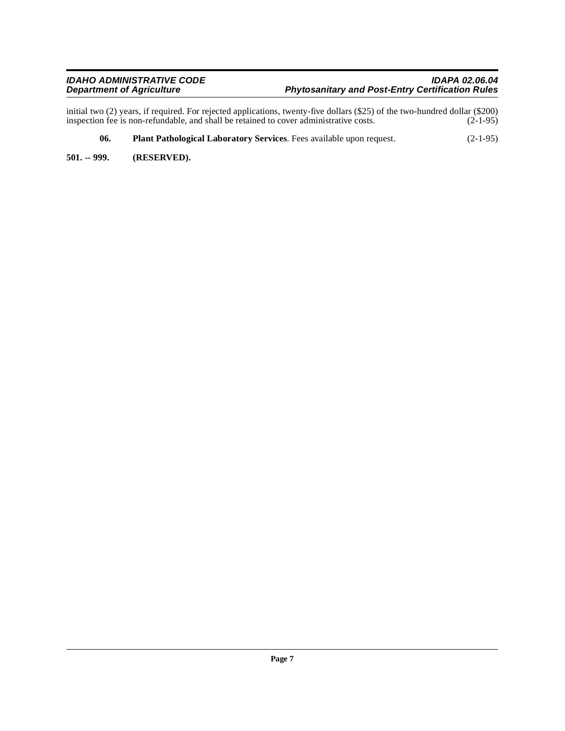initial two (2) years, if required. For rejected applications, twenty-five dollars ($25) of the two-hundred dollar ($200) inspection fee is non-refundable, and shall be retained to cover administrative costs. (2-1-95)

**06. Plant Pathological Laboratory Services**. Fees available upon request. (2-1-95)

**501. -- 999. (RESERVED).**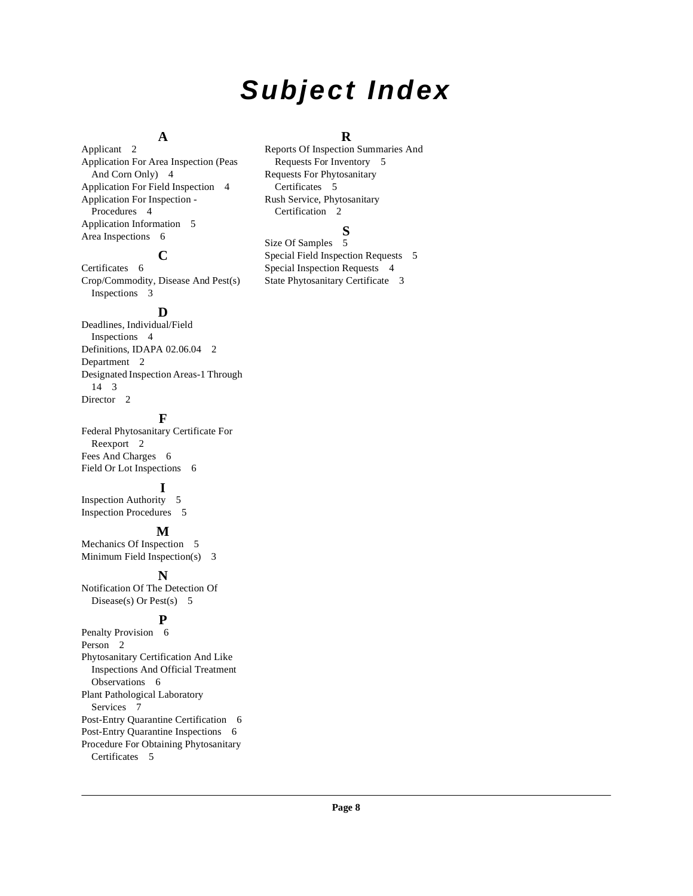# Subject Index

### A

Applicant 2
Application For Area Inspection (Peas And Corn Only) 4
Application For Field Inspection 4
Application For Inspection - Procedures 4
Application Information 5
Area Inspections 6

### C

Certificates 6
Crop/Commodity, Disease And Pest(s) Inspections 3

### D

Deadlines, Individual/Field Inspections 4
Definitions, IDAPA 02.06.04 2
Department 2
Designated Inspection Areas-1 Through 14 3
Director 2

### F

Federal Phytosanitary Certificate For Reexport 2
Fees And Charges 6
Field Or Lot Inspections 6

### I

Inspection Authority 5
Inspection Procedures 5

### M

Mechanics Of Inspection 5
Minimum Field Inspection(s) 3

### N

Notification Of The Detection Of Disease(s) Or Pest(s) 5

### P

Penalty Provision 6
Person 2
Phytosanitary Certification And Like Inspections And Official Treatment Observations 6
Plant Pathological Laboratory Services 7
Post-Entry Quarantine Certification 6
Post-Entry Quarantine Inspections 6
Procedure For Obtaining Phytosanitary Certificates 5

### R

Reports Of Inspection Summaries And Requests For Inventory 5
Requests For Phytosanitary Certificates 5
Rush Service, Phytosanitary Certification 2

### S

Size Of Samples 5
Special Field Inspection Requests 5
Special Inspection Requests 4
State Phytosanitary Certificate 3